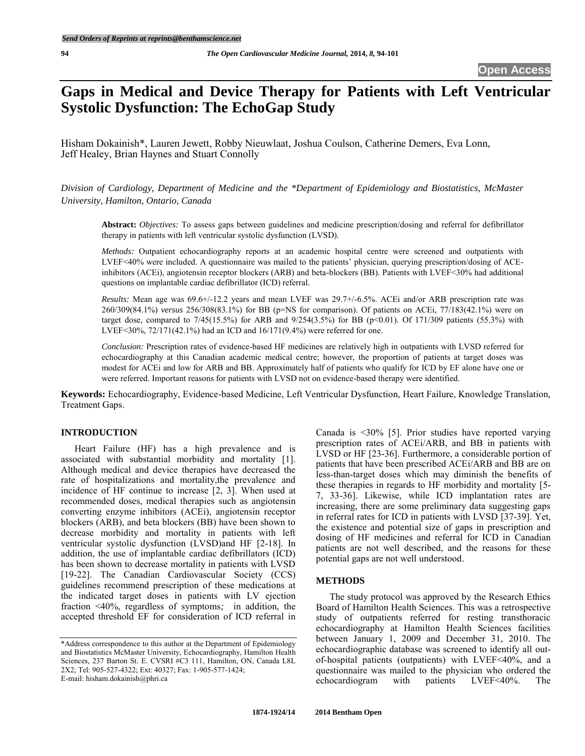# Gaps in Medical and Device Therapy for Patients with Left Ventricular Systolic Dysfunction: The EchoGap Study

Hisham Dokainish*, Lauren Jewett, Robby Nieuwlaat, Joshua Coulson, Catherine Demers, Eva Lonn, Jeff Healey, Brian Haynes and Stuart Connolly

*Division of Cardiology, Department of Medicine and the \*Department of Epidemiology and Biostatistics, McMaster University, Hamilton, Ontario, Canada*

**Abstract:** *Objectives:* To assess gaps between guidelines and medicine prescription/dosing and referral for defibrillator therapy in patients with left ventricular systolic dysfunction (LVSD).

*Methods:* Outpatient echocardiography reports at an academic hospital centre were screened and outpatients with LVEF<40% were included. A questionnaire was mailed to the patients' physician, querying prescription/dosing of ACE-inhibitors (ACEi), angiotensin receptor blockers (ARB) and beta-blockers (BB). Patients with LVEF<30% had additional questions on implantable cardiac defibrillator (ICD) referral.

*Results:* Mean age was 69.6+/-12.2 years and mean LVEF was 29.7+/-6.5%. ACEi and/or ARB prescription rate was 260/309(84.1%) *versus* 256/308(83.1%) for BB (p=NS for comparison). Of patients on ACEi, 77/183(42.1%) were on target dose, compared to 7/45(15.5%) for ARB and 9/254(3.5%) for BB (p<0.01). Of 171/309 patients (55.3%) with LVEF<30%, 72/171(42.1%) had an ICD and 16/171(9.4%) were referred for one.

*Conclusion:* Prescription rates of evidence-based HF medicines are relatively high in outpatients with LVSD referred for echocardiography at this Canadian academic medical centre; however, the proportion of patients at target doses was modest for ACEi and low for ARB and BB. Approximately half of patients who qualify for ICD by EF alone have one or were referred. Important reasons for patients with LVSD not on evidence-based therapy were identified.

**Keywords:** Echocardiography, Evidence-based Medicine, Left Ventricular Dysfunction, Heart Failure, Knowledge Translation, Treatment Gaps.

## INTRODUCTION

Heart Failure (HF) has a high prevalence and is associated with substantial morbidity and mortality [1]. Although medical and device therapies have decreased the rate of hospitalizations and mortality,the prevalence and incidence of HF continue to increase [2, 3]. When used at recommended doses, medical therapies such as angiotensin converting enzyme inhibitors (ACEi), angiotensin receptor blockers (ARB), and beta blockers (BB) have been shown to decrease morbidity and mortality in patients with left ventricular systolic dysfunction (LVSD)and HF [2-18]. In addition, the use of implantable cardiac defibrillators (ICD) has been shown to decrease mortality in patients with LVSD [19-22]. The Canadian Cardiovascular Society (CCS) guidelines recommend prescription of these medications at the indicated target doses in patients with LV ejection fraction <40%, regardless of symptoms*;* in addition, the accepted threshold EF for consideration of ICD referral in Canada is <30% [5]. Prior studies have reported varying prescription rates of ACEi/ARB, and BB in patients with LVSD or HF [23-36]. Furthermore, a considerable portion of patients that have been prescribed ACEi/ARB and BB are on less-than-target doses which may diminish the benefits of these therapies in regards to HF morbidity and mortality [5-7, 33-36]. Likewise, while ICD implantation rates are increasing, there are some preliminary data suggesting gaps in referral rates for ICD in patients with LVSD [37-39]. Yet, the existence and potential size of gaps in prescription and dosing of HF medicines and referral for ICD in Canadian patients are not well described, and the reasons for these potential gaps are not well understood.

## METHODS

The study protocol was approved by the Research Ethics Board of Hamilton Health Sciences. This was a retrospective study of outpatients referred for resting transthoracic echocardiography at Hamilton Health Sciences facilities between January 1, 2009 and December 31, 2010. The echocardiographic database was screened to identify all out-of-hospital patients (outpatients) with LVEF<40%, and a questionnaire was mailed to the physician who ordered the echocardiogram with patients LVEF<40%. The

\*Address correspondence to this author at the Department of Epidemiology and Biostatistics McMaster University, Echocardiography, Hamilton Health Sciences, 237 Barton St. E. CVSRI #C3 111, Hamilton, ON, Canada L8L 2X2; Tel: 905-527-4322; Ext: 40327; Fax: 1-905-577-1424; E-mail: hisham.dokainish@phri.ca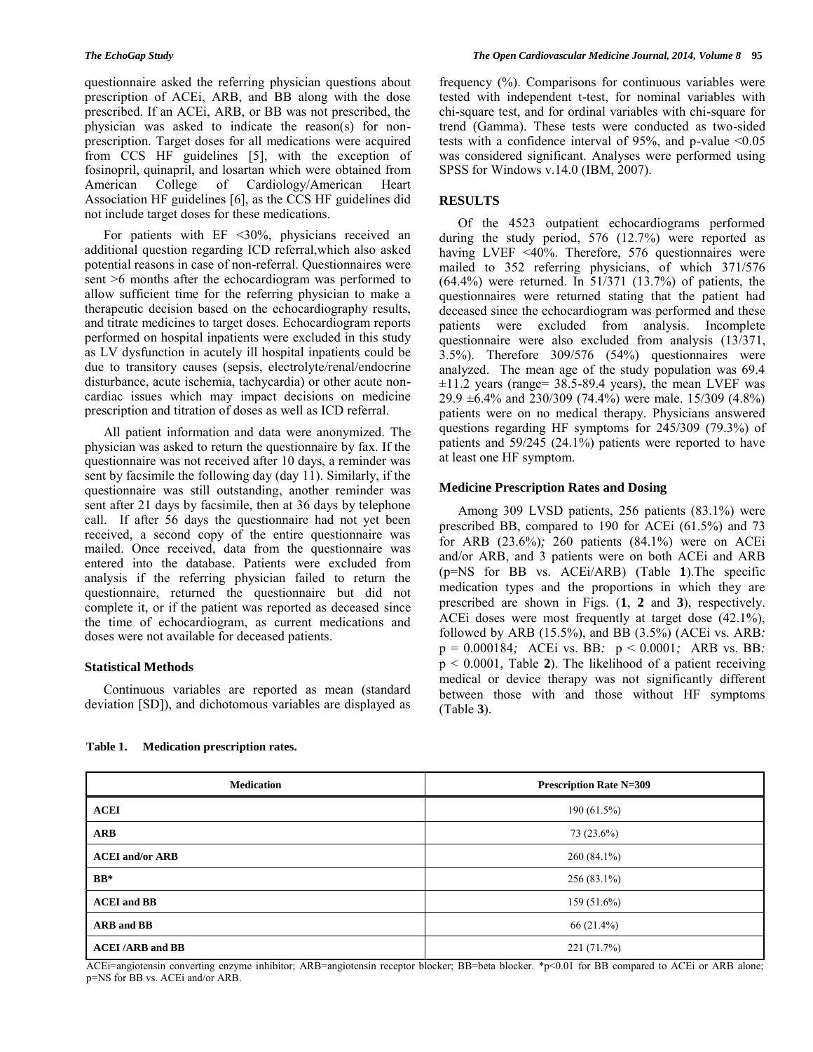questionnaire asked the referring physician questions about prescription of ACEi, ARB, and BB along with the dose prescribed. If an ACEi, ARB, or BB was not prescribed, the physician was asked to indicate the reason(s) for non-prescription. Target doses for all medications were acquired from CCS HF guidelines [5], with the exception of fosinopril, quinapril, and losartan which were obtained from American College of Cardiology/American Heart Association HF guidelines [6], as the CCS HF guidelines did not include target doses for these medications.

For patients with EF <30%, physicians received an additional question regarding ICD referral,which also asked potential reasons in case of non-referral. Questionnaires were sent >6 months after the echocardiogram was performed to allow sufficient time for the referring physician to make a therapeutic decision based on the echocardiography results, and titrate medicines to target doses. Echocardiogram reports performed on hospital inpatients were excluded in this study as LV dysfunction in acutely ill hospital inpatients could be due to transitory causes (sepsis, electrolyte/renal/endocrine disturbance, acute ischemia, tachycardia) or other acute non-cardiac issues which may impact decisions on medicine prescription and titration of doses as well as ICD referral.

All patient information and data were anonymized. The physician was asked to return the questionnaire by fax. If the questionnaire was not received after 10 days, a reminder was sent by facsimile the following day (day 11). Similarly, if the questionnaire was still outstanding, another reminder was sent after 21 days by facsimile, then at 36 days by telephone call. If after 56 days the questionnaire had not yet been received, a second copy of the entire questionnaire was mailed. Once received, data from the questionnaire was entered into the database. Patients were excluded from analysis if the referring physician failed to return the questionnaire, returned the questionnaire but did not complete it, or if the patient was reported as deceased since the time of echocardiogram, as current medications and doses were not available for deceased patients.

### Statistical Methods

Continuous variables are reported as mean (standard deviation [SD]), and dichotomous variables are displayed as frequency (%). Comparisons for continuous variables were tested with independent t-test, for nominal variables with chi-square test, and for ordinal variables with chi-square for trend (Gamma). These tests were conducted as two-sided tests with a confidence interval of 95%, and p-value <0.05 was considered significant. Analyses were performed using SPSS for Windows v.14.0 (IBM, 2007).

## RESULTS

Of the 4523 outpatient echocardiograms performed during the study period, 576 (12.7%) were reported as having LVEF <40%. Therefore, 576 questionnaires were mailed to 352 referring physicians, of which 371/576 (64.4%) were returned. In 51/371 (13.7%) of patients, the questionnaires were returned stating that the patient had deceased since the echocardiogram was performed and these patients were excluded from analysis. Incomplete questionnaire were also excluded from analysis (13/371, 3.5%). Therefore 309/576 (54%) questionnaires were analyzed. The mean age of the study population was 69.4 ±11.2 years (range= 38.5-89.4 years), the mean LVEF was 29.9 ±6.4% and 230/309 (74.4%) were male. 15/309 (4.8%) patients were on no medical therapy. Physicians answered questions regarding HF symptoms for 245/309 (79.3%) of patients and 59/245 (24.1%) patients were reported to have at least one HF symptom.

### Medicine Prescription Rates and Dosing

Among 309 LVSD patients, 256 patients (83.1%) were prescribed BB, compared to 190 for ACEi (61.5%) and 73 for ARB (23.6%); 260 patients (84.1%) were on ACEi and/or ARB, and 3 patients were on both ACEi and ARB (p=NS for BB vs. ACEi/ARB) (Table **1**).The specific medication types and the proportions in which they are prescribed are shown in Figs. (**1**, **2** and **3**), respectively. ACEi doses were most frequently at target dose (42.1%), followed by ARB (15.5%), and BB (3.5%) (ACEi vs. ARB: $p = 0.000184$; ACEi vs. BB: $p < 0.0001$; ARB vs. BB: $p < 0.0001$, Table **2**). The likelihood of a patient receiving medical or device therapy was not significantly different between those with and those without HF symptoms (Table **3**).

**Table 1. Medication prescription rates.**

| Medication | Prescription Rate N=309 |
|---|---|
| **ACEI** | 190 (61.5%) |
| **ARB** | 73 (23.6%) |
| **ACEI and/or ARB** | 260 (84.1%) |
| **BB*** | 256 (83.1%) |
| **ACEI and BB** | 159 (51.6%) |
| **ARB and BB** | 66 (21.4%) |
| **ACEI /ARB and BB** | 221 (71.7%) |

ACEi=angiotensin converting enzyme inhibitor; ARB=angiotensin receptor blocker; BB=beta blocker. *$p<0.01$ for BB compared to ACEi or ARB alone; p=NS for BB vs. ACEi and/or ARB.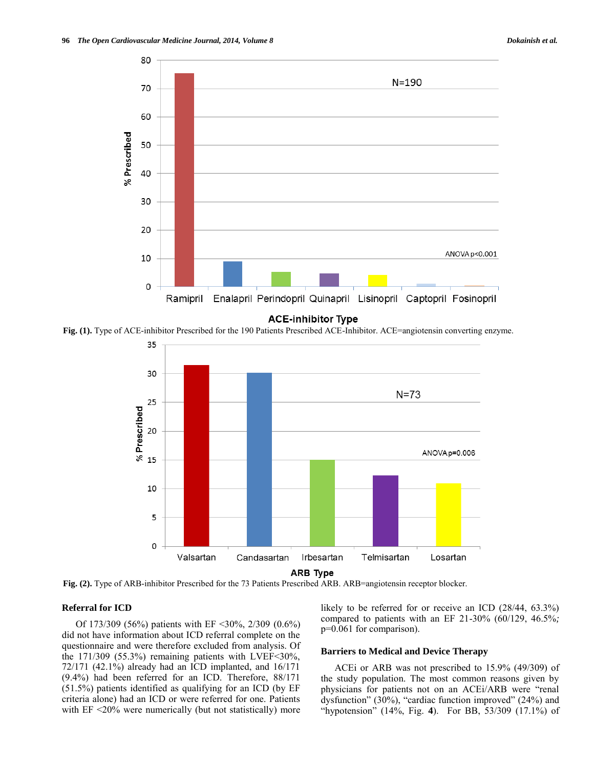Fig. (1). Type of ACE-inhibitor Prescribed for the 190 Patients Prescribed ACE-Inhibitor. ACE=angiotensin converting enzyme.

Fig. (2). Type of ARB-inhibitor Prescribed for the 73 Patients Prescribed ARB. ARB=angiotensin receptor blocker.

### Referral for ICD

Of 173/309 (56%) patients with EF <30%, 2/309 (0.6%) did not have information about ICD referral complete on the questionnaire and were therefore excluded from analysis. Of the 171/309 (55.3%) remaining patients with LVEF<30%, 72/171 (42.1%) already had an ICD implanted, and 16/171 (9.4%) had been referred for an ICD. Therefore, 88/171 (51.5%) patients identified as qualifying for an ICD (by EF criteria alone) had an ICD or were referred for one. Patients with EF <20% were numerically (but not statistically) more likely to be referred for or receive an ICD (28/44, 63.3%) compared to patients with an EF 21-30% (60/129, 46.5%; p=0.061 for comparison).

### Barriers to Medical and Device Therapy

ACEi or ARB was not prescribed to 15.9% (49/309) of the study population. The most common reasons given by physicians for patients not on an ACEi/ARB were "renal dysfunction" (30%), "cardiac function improved" (24%) and "hypotension" (14%, Fig. **4**). For BB, 53/309 (17.1%) of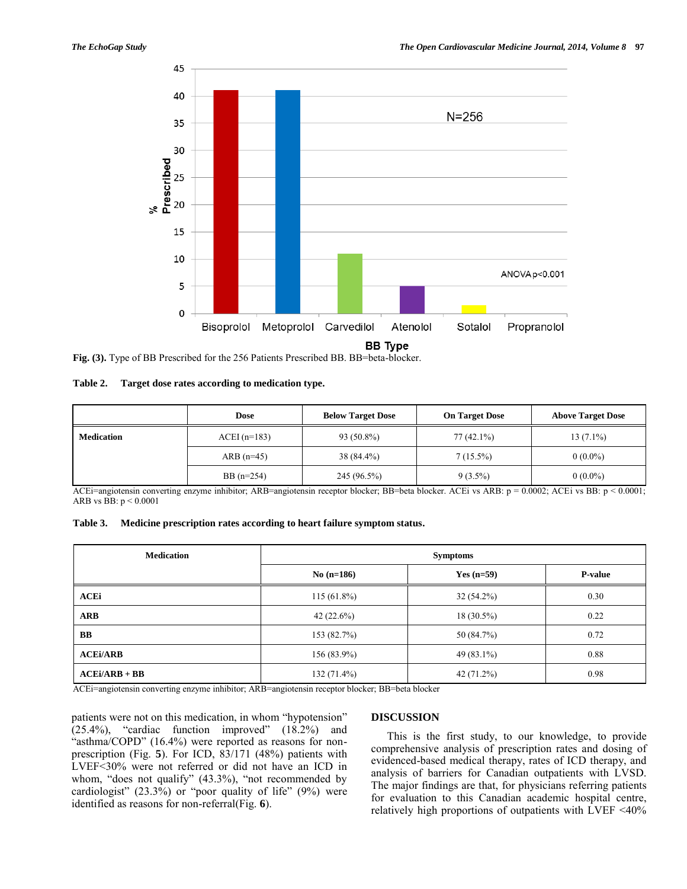Fig. (3). Type of BB Prescribed for the 256 Patients Prescribed BB. BB=beta-blocker.

**Table 2. Target dose rates according to medication type.**

| | Dose | Below Target Dose | On Target Dose | Above Target Dose |
|---|---|---|---|---|
| **Medication** | ACEI (n=183) | 93 (50.8%) | 77 (42.1%) | 13 (7.1%) |
| | ARB (n=45) | 38 (84.4%) | 7 (15.5%) | 0 (0.0%) |
| | BB (n=254) | 245 (96.5%) | 9 (3.5%) | 0 (0.0%) |

ACEi=angiotensin converting enzyme inhibitor; ARB=angiotensin receptor blocker; BB=beta blocker. ACEi vs ARB: $p = 0.0002$; ACEi vs BB: $p < 0.0001$; ARB vs BB: $p < 0.0001$

**Table 3. Medicine prescription rates according to heart failure symptom status.**

| Medication | Symptoms | | |
|---|---|---|---|
| | No (n=186) | Yes (n=59) | P-value |
| **ACEi** | 115 (61.8%) | 32 (54.2%) | 0.30 |
| **ARB** | 42 (22.6%) | 18 (30.5%) | 0.22 |
| **BB** | 153 (82.7%) | 50 (84.7%) | 0.72 |
| **ACEi/ARB** | 156 (83.9%) | 49 (83.1%) | 0.88 |
| **ACEi/ARB + BB** | 132 (71.4%) | 42 (71.2%) | 0.98 |

ACEi=angiotensin converting enzyme inhibitor; ARB=angiotensin receptor blocker; BB=beta blocker

patients were not on this medication, in whom "hypotension" (25.4%), "cardiac function improved" (18.2%) and "asthma/COPD" (16.4%) were reported as reasons for non-prescription (Fig. **5**). For ICD, 83/171 (48%) patients with LVEF<30% were not referred or did not have an ICD in whom, "does not qualify" (43.3%), "not recommended by cardiologist" (23.3%) or "poor quality of life" (9%) were identified as reasons for non-referral(Fig. **6**).

## DISCUSSION

This is the first study, to our knowledge, to provide comprehensive analysis of prescription rates and dosing of evidenced-based medical therapy, rates of ICD therapy, and analysis of barriers for Canadian outpatients with LVSD. The major findings are that, for physicians referring patients for evaluation to this Canadian academic hospital centre, relatively high proportions of outpatients with LVEF <40%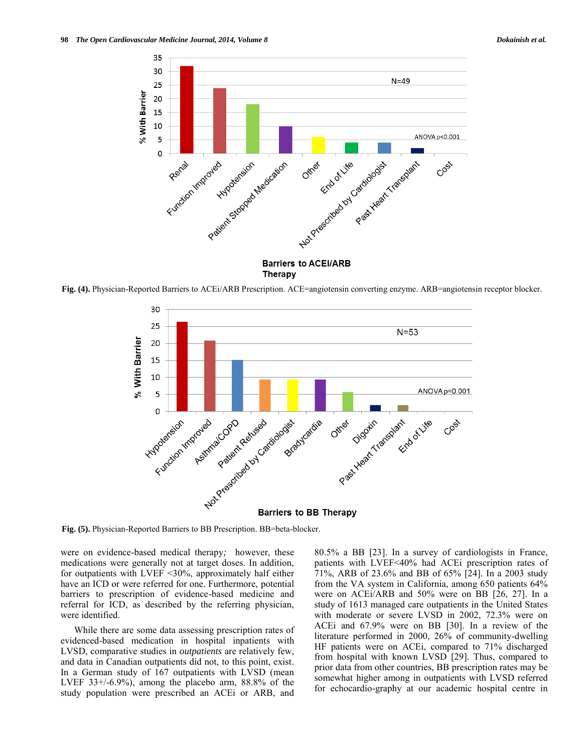Fig. (4). Physician-Reported Barriers to ACEi/ARB Prescription. ACE=angiotensin converting enzyme. ARB=angiotensin receptor blocker.

Fig. (5). Physician-Reported Barriers to BB Prescription. BB=beta-blocker.

were on evidence-based medical therapy*;* however, these medications were generally not at target doses. In addition, for outpatients with LVEF <30%, approximately half either have an ICD or were referred for one. Furthermore, potential barriers to prescription of evidence-based medicine and referral for ICD, as described by the referring physician, were identified.

While there are some data assessing prescription rates of evidenced-based medication in hospital inpatients with LVSD, comparative studies in *outpatients* are relatively few, and data in Canadian outpatients did not, to this point, exist. In a German study of 167 outpatients with LVSD (mean LVEF 33+/-6.9%), among the placebo arm, 88.8% of the study population were prescribed an ACEi or ARB, and 80.5% a BB [23]. In a survey of cardiologists in France, patients with LVEF<40% had ACEi prescription rates of 71%, ARB of 23.6% and BB of 65% [24]. In a 2003 study from the VA system in California, among 650 patients 64% were on ACEi/ARB and 50% were on BB [26, 27]. In a study of 1613 managed care outpatients in the United States with moderate or severe LVSD in 2002, 72.3% were on ACEi and 67.9% were on BB [30]. In a review of the literature performed in 2000, 26% of community-dwelling HF patients were on ACEi, compared to 71% discharged from hospital with known LVSD [29]. Thus, compared to prior data from other countries, BB prescription rates may be somewhat higher among in outpatients with LVSD referred for echocardio-graphy at our academic hospital centre in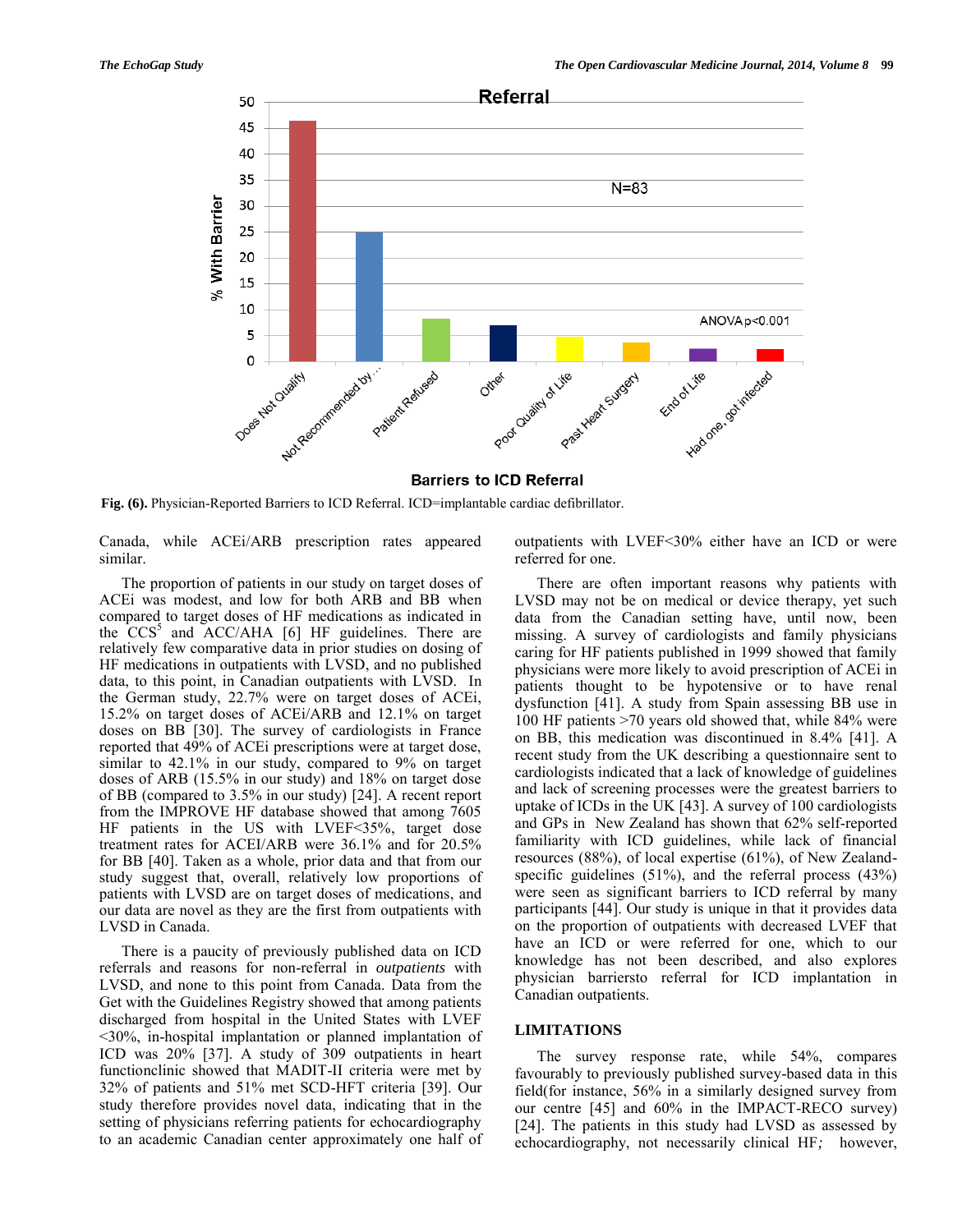Fig. (6). Physician-Reported Barriers to ICD Referral. ICD=implantable cardiac defibrillator.

Canada, while ACEi/ARB prescription rates appeared similar.

The proportion of patients in our study on target doses of ACEi was modest, and low for both ARB and BB when compared to target doses of HF medications as indicated in the CCS[5] and ACC/AHA [6] HF guidelines. There are relatively few comparative data in prior studies on dosing of HF medications in outpatients with LVSD, and no published data, to this point, in Canadian outpatients with LVSD. In the German study, 22.7% were on target doses of ACEi, 15.2% on target doses of ACEi/ARB and 12.1% on target doses on BB [30]. The survey of cardiologists in France reported that 49% of ACEi prescriptions were at target dose, similar to 42.1% in our study, compared to 9% on target doses of ARB (15.5% in our study) and 18% on target dose of BB (compared to 3.5% in our study) [24]. A recent report from the IMPROVE HF database showed that among 7605 HF patients in the US with LVEF<35%, target dose treatment rates for ACEI/ARB were 36.1% and for 20.5% for BB [40]. Taken as a whole, prior data and that from our study suggest that, overall, relatively low proportions of patients with LVSD are on target doses of medications, and our data are novel as they are the first from outpatients with LVSD in Canada.

There is a paucity of previously published data on ICD referrals and reasons for non-referral in *outpatients* with LVSD, and none to this point from Canada. Data from the Get with the Guidelines Registry showed that among patients discharged from hospital in the United States with LVEF <30%, in-hospital implantation or planned implantation of ICD was 20% [37]. A study of 309 outpatients in heart functionclinic showed that MADIT-II criteria were met by 32% of patients and 51% met SCD-HFT criteria [39]. Our study therefore provides novel data, indicating that in the setting of physicians referring patients for echocardiography to an academic Canadian center approximately one half of outpatients with LVEF<30% either have an ICD or were referred for one.

There are often important reasons why patients with LVSD may not be on medical or device therapy, yet such data from the Canadian setting have, until now, been missing. A survey of cardiologists and family physicians caring for HF patients published in 1999 showed that family physicians were more likely to avoid prescription of ACEi in patients thought to be hypotensive or to have renal dysfunction [41]. A study from Spain assessing BB use in 100 HF patients >70 years old showed that, while 84% were on BB, this medication was discontinued in 8.4% [41]. A recent study from the UK describing a questionnaire sent to cardiologists indicated that a lack of knowledge of guidelines and lack of screening processes were the greatest barriers to uptake of ICDs in the UK [43]. A survey of 100 cardiologists and GPs in New Zealand has shown that 62% self-reported familiarity with ICD guidelines, while lack of financial resources (88%), of local expertise (61%), of New Zealand-specific guidelines (51%), and the referral process (43%) were seen as significant barriers to ICD referral by many participants [44]. Our study is unique in that it provides data on the proportion of outpatients with decreased LVEF that have an ICD or were referred for one, which to our knowledge has not been described, and also explores physician barriersto referral for ICD implantation in Canadian outpatients.

## LIMITATIONS

The survey response rate, while 54%, compares favourably to previously published survey-based data in this field(for instance, 56% in a similarly designed survey from our centre [45] and 60% in the IMPACT-RECO survey) [24]. The patients in this study had LVSD as assessed by echocardiography, not necessarily clinical HF; however,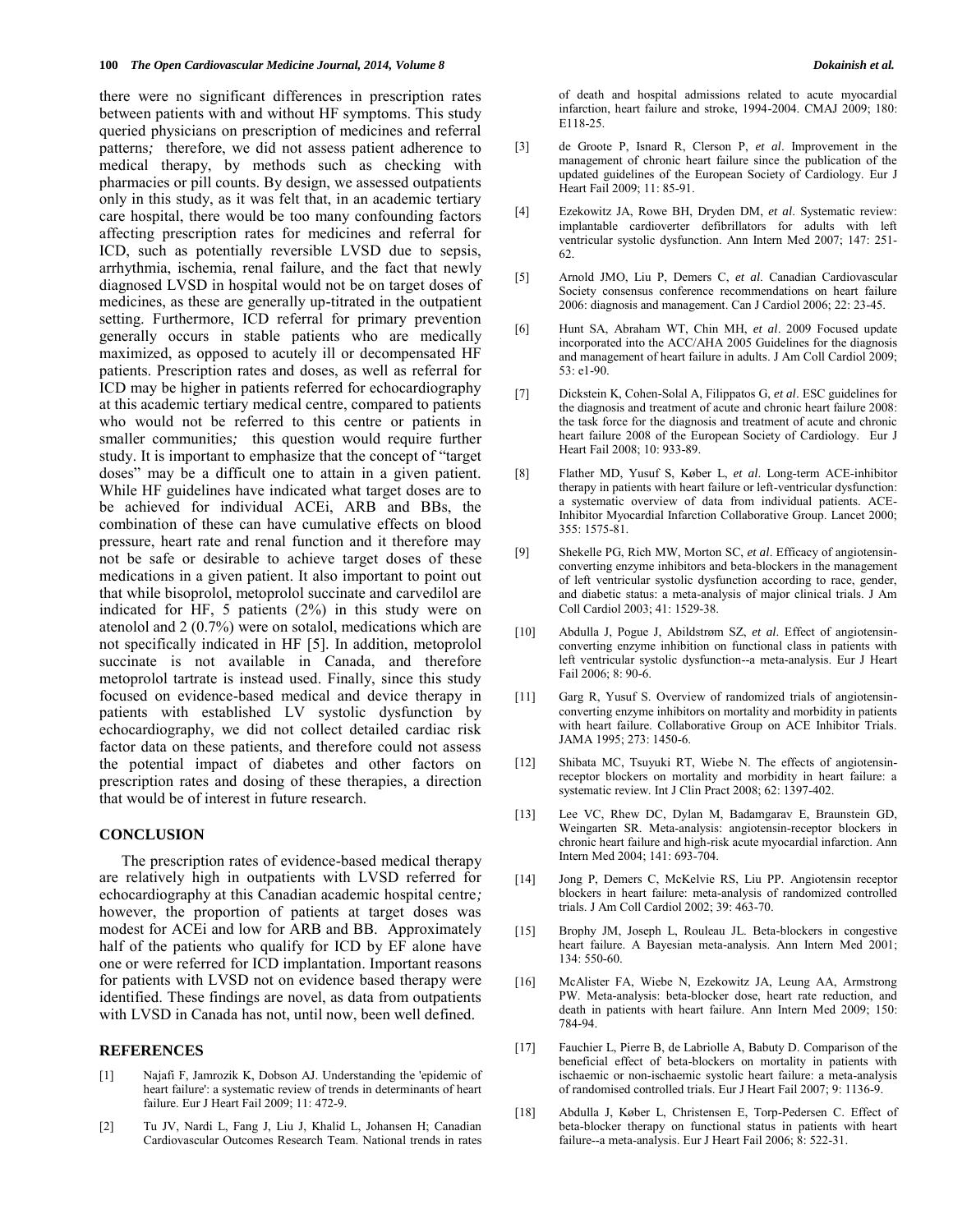there were no significant differences in prescription rates between patients with and without HF symptoms. This study queried physicians on prescription of medicines and referral patterns*;* therefore, we did not assess patient adherence to medical therapy, by methods such as checking with pharmacies or pill counts. By design, we assessed outpatients only in this study, as it was felt that, in an academic tertiary care hospital, there would be too many confounding factors affecting prescription rates for medicines and referral for ICD, such as potentially reversible LVSD due to sepsis, arrhythmia, ischemia, renal failure, and the fact that newly diagnosed LVSD in hospital would not be on target doses of medicines, as these are generally up-titrated in the outpatient setting. Furthermore, ICD referral for primary prevention generally occurs in stable patients who are medically maximized, as opposed to acutely ill or decompensated HF patients. Prescription rates and doses, as well as referral for ICD may be higher in patients referred for echocardiography at this academic tertiary medical centre, compared to patients who would not be referred to this centre or patients in smaller communities*;* this question would require further study. It is important to emphasize that the concept of "target doses" may be a difficult one to attain in a given patient. While HF guidelines have indicated what target doses are to be achieved for individual ACEi, ARB and BBs, the combination of these can have cumulative effects on blood pressure, heart rate and renal function and it therefore may not be safe or desirable to achieve target doses of these medications in a given patient. It also important to point out that while bisoprolol, metoprolol succinate and carvedilol are indicated for HF, 5 patients (2%) in this study were on atenolol and 2 (0.7%) were on sotalol, medications which are not specifically indicated in HF [5]. In addition, metoprolol succinate is not available in Canada, and therefore metoprolol tartrate is instead used. Finally, since this study focused on evidence-based medical and device therapy in patients with established LV systolic dysfunction by echocardiography, we did not collect detailed cardiac risk factor data on these patients, and therefore could not assess the potential impact of diabetes and other factors on prescription rates and dosing of these therapies, a direction that would be of interest in future research.

## CONCLUSION

The prescription rates of evidence-based medical therapy are relatively high in outpatients with LVSD referred for echocardiography at this Canadian academic hospital centre*;* however, the proportion of patients at target doses was modest for ACEi and low for ARB and BB. Approximately half of the patients who qualify for ICD by EF alone have one or were referred for ICD implantation. Important reasons for patients with LVSD not on evidence based therapy were identified. These findings are novel, as data from outpatients with LVSD in Canada has not, until now, been well defined.

## REFERENCES

[1] Najafi F, Jamrozik K, Dobson AJ. Understanding the 'epidemic of heart failure': a systematic review of trends in determinants of heart failure. Eur J Heart Fail 2009; 11: 472-9.

[2] Tu JV, Nardi L, Fang J, Liu J, Khalid L, Johansen H; Canadian Cardiovascular Outcomes Research Team. National trends in rates of death and hospital admissions related to acute myocardial infarction, heart failure and stroke, 1994-2004. CMAJ 2009; 180: E118-25.

[3] de Groote P, Isnard R, Clerson P, *et al*. Improvement in the management of chronic heart failure since the publication of the updated guidelines of the European Society of Cardiology. Eur J Heart Fail 2009; 11: 85-91.

[4] Ezekowitz JA, Rowe BH, Dryden DM, *et al*. Systematic review: implantable cardioverter defibrillators for adults with left ventricular systolic dysfunction. Ann Intern Med 2007; 147: 251-62.

[5] Arnold JMO, Liu P, Demers C, *et al*. Canadian Cardiovascular Society consensus conference recommendations on heart failure 2006: diagnosis and management. Can J Cardiol 2006; 22: 23-45.

[6] Hunt SA, Abraham WT, Chin MH, *et al*. 2009 Focused update incorporated into the ACC/AHA 2005 Guidelines for the diagnosis and management of heart failure in adults. J Am Coll Cardiol 2009; 53: e1-90.

[7] Dickstein K, Cohen-Solal A, Filippatos G, *et al*. ESC guidelines for the diagnosis and treatment of acute and chronic heart failure 2008: the task force for the diagnosis and treatment of acute and chronic heart failure 2008 of the European Society of Cardiology. Eur J Heart Fail 2008; 10: 933-89.

[8] Flather MD, Yusuf S, Køber L, *et al*. Long-term ACE-inhibitor therapy in patients with heart failure or left-ventricular dysfunction: a systematic overview of data from individual patients. ACE-Inhibitor Myocardial Infarction Collaborative Group. Lancet 2000; 355: 1575-81.

[9] Shekelle PG, Rich MW, Morton SC, *et al*. Efficacy of angiotensin-converting enzyme inhibitors and beta-blockers in the management of left ventricular systolic dysfunction according to race, gender, and diabetic status: a meta-analysis of major clinical trials. J Am Coll Cardiol 2003; 41: 1529-38.

[10] Abdulla J, Pogue J, Abildstrøm SZ, *et al*. Effect of angiotensin-converting enzyme inhibition on functional class in patients with left ventricular systolic dysfunction--a meta-analysis. Eur J Heart Fail 2006; 8: 90-6.

[11] Garg R, Yusuf S. Overview of randomized trials of angiotensin-converting enzyme inhibitors on mortality and morbidity in patients with heart failure. Collaborative Group on ACE Inhibitor Trials. JAMA 1995; 273: 1450-6.

[12] Shibata MC, Tsuyuki RT, Wiebe N. The effects of angiotensin-receptor blockers on mortality and morbidity in heart failure: a systematic review. Int J Clin Pract 2008; 62: 1397-402.

[13] Lee VC, Rhew DC, Dylan M, Badamgarav E, Braunstein GD, Weingarten SR. Meta-analysis: angiotensin-receptor blockers in chronic heart failure and high-risk acute myocardial infarction. Ann Intern Med 2004; 141: 693-704.

[14] Jong P, Demers C, McKelvie RS, Liu PP. Angiotensin receptor blockers in heart failure: meta-analysis of randomized controlled trials. J Am Coll Cardiol 2002; 39: 463-70.

[15] Brophy JM, Joseph L, Rouleau JL. Beta-blockers in congestive heart failure. A Bayesian meta-analysis. Ann Intern Med 2001; 134: 550-60.

[16] McAlister FA, Wiebe N, Ezekowitz JA, Leung AA, Armstrong PW. Meta-analysis: beta-blocker dose, heart rate reduction, and death in patients with heart failure. Ann Intern Med 2009; 150: 784-94.

[17] Fauchier L, Pierre B, de Labriolle A, Babuty D. Comparison of the beneficial effect of beta-blockers on mortality in patients with ischaemic or non-ischaemic systolic heart failure: a meta-analysis of randomised controlled trials. Eur J Heart Fail 2007; 9: 1136-9.

[18] Abdulla J, Køber L, Christensen E, Torp-Pedersen C. Effect of beta-blocker therapy on functional status in patients with heart failure--a meta-analysis. Eur J Heart Fail 2006; 8: 522-31.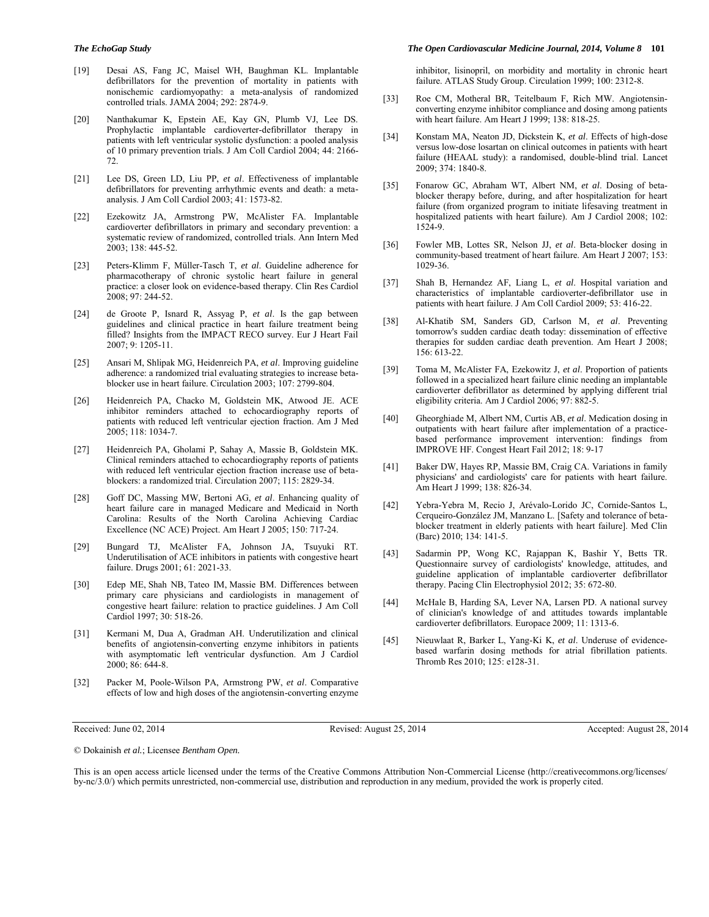[19] Desai AS, Fang JC, Maisel WH, Baughman KL. Implantable defibrillators for the prevention of mortality in patients with nonischemic cardiomyopathy: a meta-analysis of randomized controlled trials. JAMA 2004; 292: 2874-9.

[20] Nanthakumar K, Epstein AE, Kay GN, Plumb VJ, Lee DS. Prophylactic implantable cardioverter-defibrillator therapy in patients with left ventricular systolic dysfunction: a pooled analysis of 10 primary prevention trials. J Am Coll Cardiol 2004; 44: 2166-72.

[21] Lee DS, Green LD, Liu PP, *et al*. Effectiveness of implantable defibrillators for preventing arrhythmic events and death: a meta-analysis. J Am Coll Cardiol 2003; 41: 1573-82.

[22] Ezekowitz JA, Armstrong PW, McAlister FA. Implantable cardioverter defibrillators in primary and secondary prevention: a systematic review of randomized, controlled trials. Ann Intern Med 2003; 138: 445-52.

[23] Peters-Klimm F, Müller-Tasch T, *et al*. Guideline adherence for pharmacotherapy of chronic systolic heart failure in general practice: a closer look on evidence-based therapy. Clin Res Cardiol 2008; 97: 244-52.

[24] de Groote P, Isnard R, Assyag P, *et al*. Is the gap between guidelines and clinical practice in heart failure treatment being filled? Insights from the IMPACT RECO survey. Eur J Heart Fail 2007; 9: 1205-11.

[25] Ansari M, Shlipak MG, Heidenreich PA, *et al*. Improving guideline adherence: a randomized trial evaluating strategies to increase beta-blocker use in heart failure. Circulation 2003; 107: 2799-804.

[26] Heidenreich PA, Chacko M, Goldstein MK, Atwood JE. ACE inhibitor reminders attached to echocardiography reports of patients with reduced left ventricular ejection fraction. Am J Med 2005; 118: 1034-7.

[27] Heidenreich PA, Gholami P, Sahay A, Massie B, Goldstein MK. Clinical reminders attached to echocardiography reports of patients with reduced left ventricular ejection fraction increase use of beta-blockers: a randomized trial. Circulation 2007; 115: 2829-34.

[28] Goff DC, Massing MW, Bertoni AG, *et al*. Enhancing quality of heart failure care in managed Medicare and Medicaid in North Carolina: Results of the North Carolina Achieving Cardiac Excellence (NC ACE) Project. Am Heart J 2005; 150: 717-24.

[29] Bungard TJ, McAlister FA, Johnson JA, Tsuyuki RT. Underutilisation of ACE inhibitors in patients with congestive heart failure. Drugs 2001; 61: 2021-33.

[30] Edep ME, Shah NB, Tateo IM, Massie BM. Differences between primary care physicians and cardiologists in management of congestive heart failure: relation to practice guidelines. J Am Coll Cardiol 1997; 30: 518-26.

[31] Kermani M, Dua A, Gradman AH. Underutilization and clinical benefits of angiotensin-converting enzyme inhibitors in patients with asymptomatic left ventricular dysfunction. Am J Cardiol 2000; 86: 644-8.

[32] Packer M, Poole-Wilson PA, Armstrong PW, *et al*. Comparative effects of low and high doses of the angiotensin-converting enzyme inhibitor, lisinopril, on morbidity and mortality in chronic heart failure. ATLAS Study Group. Circulation 1999; 100: 2312-8.

[33] Roe CM, Motheral BR, Teitelbaum F, Rich MW. Angiotensin-converting enzyme inhibitor compliance and dosing among patients with heart failure. Am Heart J 1999; 138: 818-25.

[34] Konstam MA, Neaton JD, Dickstein K, *et al*. Effects of high-dose versus low-dose losartan on clinical outcomes in patients with heart failure (HEAAL study): a randomised, double-blind trial. Lancet 2009; 374: 1840-8.

[35] Fonarow GC, Abraham WT, Albert NM, *et al*. Dosing of beta-blocker therapy before, during, and after hospitalization for heart failure (from organized program to initiate lifesaving treatment in hospitalized patients with heart failure). Am J Cardiol 2008; 102: 1524-9.

[36] Fowler MB, Lottes SR, Nelson JJ, *et al*. Beta-blocker dosing in community-based treatment of heart failure. Am Heart J 2007; 153: 1029-36.

[37] Shah B, Hernandez AF, Liang L, *et al*. Hospital variation and characteristics of implantable cardioverter-defibrillator use in patients with heart failure. J Am Coll Cardiol 2009; 53: 416-22.

[38] Al-Khatib SM, Sanders GD, Carlson M, *et al*. Preventing tomorrow's sudden cardiac death today: dissemination of effective therapies for sudden cardiac death prevention. Am Heart J 2008; 156: 613-22.

[39] Toma M, McAlister FA, Ezekowitz J, *et al*. Proportion of patients followed in a specialized heart failure clinic needing an implantable cardioverter defibrillator as determined by applying different trial eligibility criteria. Am J Cardiol 2006; 97: 882-5.

[40] Gheorghiade M, Albert NM, Curtis AB, *et al*. Medication dosing in outpatients with heart failure after implementation of a practice-based performance improvement intervention: findings from IMPROVE HF. Congest Heart Fail 2012; 18: 9-17

[41] Baker DW, Hayes RP, Massie BM, Craig CA. Variations in family physicians' and cardiologists' care for patients with heart failure. Am Heart J 1999; 138: 826-34.

[42] Yebra-Yebra M, Recio J, Arévalo-Lorido JC, Cornide-Santos L, Cerqueiro-González JM, Manzano L. [Safety and tolerance of beta-blocker treatment in elderly patients with heart failure]. Med Clin (Barc) 2010; 134: 141-5.

[43] Sadarmin PP, Wong KC, Rajappan K, Bashir Y, Betts TR. Questionnaire survey of cardiologists' knowledge, attitudes, and guideline application of implantable cardioverter defibrillator therapy. Pacing Clin Electrophysiol 2012; 35: 672-80.

[44] McHale B, Harding SA, Lever NA, Larsen PD. A national survey of clinician's knowledge of and attitudes towards implantable cardioverter defibrillators. Europace 2009; 11: 1313-6.

[45] Nieuwlaat R, Barker L, Yang-Ki K, *et al*. Underuse of evidence-based warfarin dosing methods for atrial fibrillation patients. Thromb Res 2010; 125: e128-31.

Received: June 02, 2014 Revised: August 25, 2014 Accepted: August 28, 2014

© Dokainish *et al.*; Licensee *Bentham Open.*

This is an open access article licensed under the terms of the Creative Commons Attribution Non-Commercial License (http://creativecommons.org/licenses/by-nc/3.0/) which permits unrestricted, non-commercial use, distribution and reproduction in any medium, provided the work is properly cited.